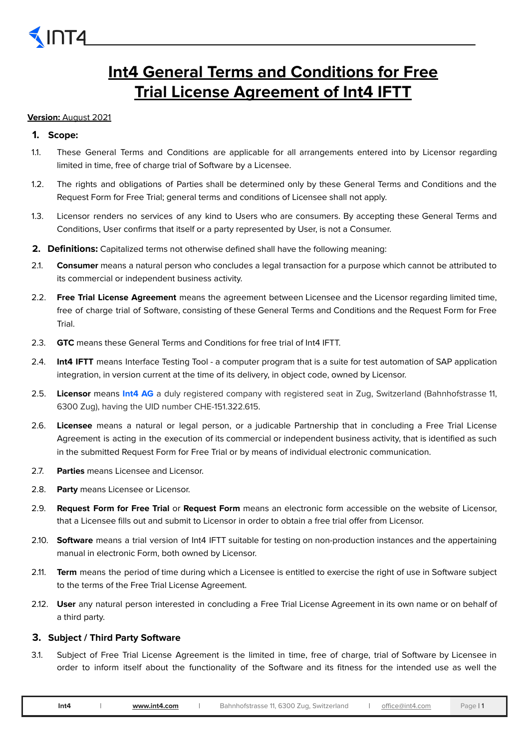# Int4 General Terms and Conditions for Free Trial License Agreement of Int4 IFTT

**Version:** August 2021

## 1. Scope:

1.1. These General Terms and Conditions are applicable for all arrangements entered into by Licensor regarding limited in time, free of charge trial of Software by a Licensee.

1.2. The rights and obligations of Parties shall be determined only by these General Terms and Conditions and the Request Form for Free Trial; general terms and conditions of Licensee shall not apply.

1.3. Licensor renders no services of any kind to Users who are consumers. By accepting these General Terms and Conditions, User confirms that itself or a party represented by User, is not a Consumer.

## 2. Definitions: Capitalized terms not otherwise defined shall have the following meaning:

2.1. **Consumer** means a natural person who concludes a legal transaction for a purpose which cannot be attributed to its commercial or independent business activity.

2.2. **Free Trial License Agreement** means the agreement between Licensee and the Licensor regarding limited time, free of charge trial of Software, consisting of these General Terms and Conditions and the Request Form for Free Trial.

2.3. **GTC** means these General Terms and Conditions for free trial of Int4 IFTT.

2.4. **Int4 IFTT** means Interface Testing Tool - a computer program that is a suite for test automation of SAP application integration, in version current at the time of its delivery, in object code, owned by Licensor.

2.5. **Licensor** means **Int4 AG** a duly registered company with registered seat in Zug, Switzerland (Bahnhofstrasse 11, 6300 Zug), having the UID number CHE-151.322.615.

2.6. **Licensee** means a natural or legal person, or a judicable Partnership that in concluding a Free Trial License Agreement is acting in the execution of its commercial or independent business activity, that is identified as such in the submitted Request Form for Free Trial or by means of individual electronic communication.

2.7. **Parties** means Licensee and Licensor.

2.8. **Party** means Licensee or Licensor.

2.9. **Request Form for Free Trial** or **Request Form** means an electronic form accessible on the website of Licensor, that a Licensee fills out and submit to Licensor in order to obtain a free trial offer from Licensor.

2.10. **Software** means a trial version of Int4 IFTT suitable for testing on non-production instances and the appertaining manual in electronic Form, both owned by Licensor.

2.11. **Term** means the period of time during which a Licensee is entitled to exercise the right of use in Software subject to the terms of the Free Trial License Agreement.

2.12. **User** any natural person interested in concluding a Free Trial License Agreement in its own name or on behalf of a third party.

## 3. Subject / Third Party Software

3.1. Subject of Free Trial License Agreement is the limited in time, free of charge, trial of Software by Licensee in order to inform itself about the functionality of the Software and its fitness for the intended use as well the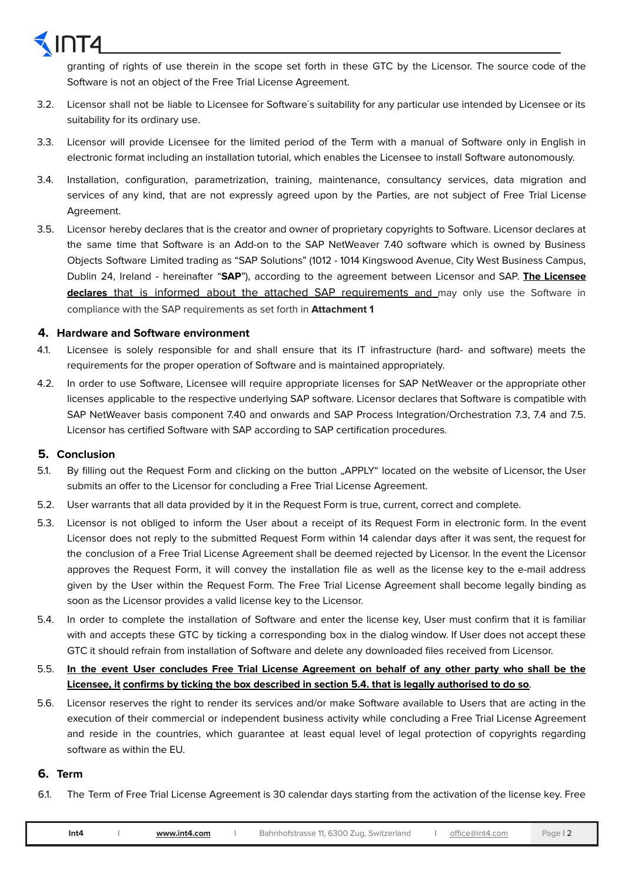granting of rights of use therein in the scope set forth in these GTC by the Licensor. The source code of the Software is not an object of the Free Trial License Agreement.

3.2. Licensor shall not be liable to Licensee for Software´s suitability for any particular use intended by Licensee or its suitability for its ordinary use.

3.3. Licensor will provide Licensee for the limited period of the Term with a manual of Software only in English in electronic format including an installation tutorial, which enables the Licensee to install Software autonomously.

3.4. Installation, configuration, parametrization, training, maintenance, consultancy services, data migration and services of any kind, that are not expressly agreed upon by the Parties, are not subject of Free Trial License Agreement.

3.5. Licensor hereby declares that is the creator and owner of proprietary copyrights to Software. Licensor declares at the same time that Software is an Add-on to the SAP NetWeaver 7.40 software which is owned by Business Objects Software Limited trading as "SAP Solutions" (1012 - 1014 Kingswood Avenue, City West Business Campus, Dublin 24, Ireland - hereinafter "**SAP**"), according to the agreement between Licensor and SAP. **The Licensee declares** that is informed about the attached SAP requirements and may only use the Software in compliance with the SAP requirements as set forth in **Attachment 1**

## 4. Hardware and Software environment

4.1. Licensee is solely responsible for and shall ensure that its IT infrastructure (hard- and software) meets the requirements for the proper operation of Software and is maintained appropriately.

4.2. In order to use Software, Licensee will require appropriate licenses for SAP NetWeaver or the appropriate other licenses applicable to the respective underlying SAP software. Licensor declares that Software is compatible with SAP NetWeaver basis component 7.40 and onwards and SAP Process Integration/Orchestration 7.3, 7.4 and 7.5. Licensor has certified Software with SAP according to SAP certification procedures.

## 5. Conclusion

5.1. By filling out the Request Form and clicking on the button „APPLY" located on the website of Licensor, the User submits an offer to the Licensor for concluding a Free Trial License Agreement.

5.2. User warrants that all data provided by it in the Request Form is true, current, correct and complete.

5.3. Licensor is not obliged to inform the User about a receipt of its Request Form in electronic form. In the event Licensor does not reply to the submitted Request Form within 14 calendar days after it was sent, the request for the conclusion of a Free Trial License Agreement shall be deemed rejected by Licensor. In the event the Licensor approves the Request Form, it will convey the installation file as well as the license key to the e-mail address given by the User within the Request Form. The Free Trial License Agreement shall become legally binding as soon as the Licensor provides a valid license key to the Licensor.

5.4. In order to complete the installation of Software and enter the license key, User must confirm that it is familiar with and accepts these GTC by ticking a corresponding box in the dialog window. If User does not accept these GTC it should refrain from installation of Software and delete any downloaded files received from Licensor.

5.5. **In the event User concludes Free Trial License Agreement on behalf of any other party who shall be the Licensee, it confirms by ticking the box described in section 5.4. that is legally authorised to do so**.

5.6. Licensor reserves the right to render its services and/or make Software available to Users that are acting in the execution of their commercial or independent business activity while concluding a Free Trial License Agreement and reside in the countries, which guarantee at least equal level of legal protection of copyrights regarding software as within the EU.

## 6. Term

6.1. The Term of Free Trial License Agreement is 30 calendar days starting from the activation of the license key. Free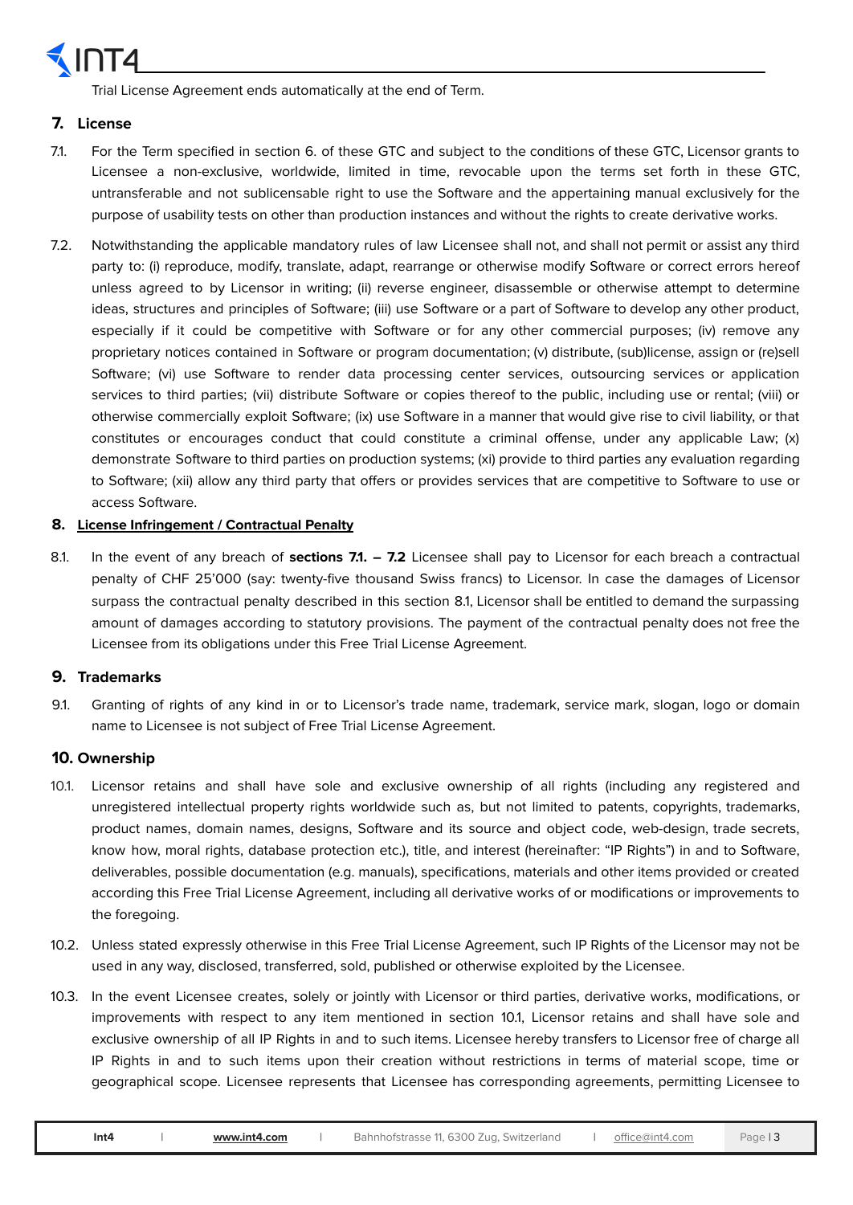Trial License Agreement ends automatically at the end of Term.

## 7. License

7.1. For the Term specified in section 6. of these GTC and subject to the conditions of these GTC, Licensor grants to Licensee a non-exclusive, worldwide, limited in time, revocable upon the terms set forth in these GTC, untransferable and not sublicensable right to use the Software and the appertaining manual exclusively for the purpose of usability tests on other than production instances and without the rights to create derivative works.

7.2. Notwithstanding the applicable mandatory rules of law Licensee shall not, and shall not permit or assist any third party to: (i) reproduce, modify, translate, adapt, rearrange or otherwise modify Software or correct errors hereof unless agreed to by Licensor in writing; (ii) reverse engineer, disassemble or otherwise attempt to determine ideas, structures and principles of Software; (iii) use Software or a part of Software to develop any other product, especially if it could be competitive with Software or for any other commercial purposes; (iv) remove any proprietary notices contained in Software or program documentation; (v) distribute, (sub)license, assign or (re)sell Software; (vi) use Software to render data processing center services, outsourcing services or application services to third parties; (vii) distribute Software or copies thereof to the public, including use or rental; (viii) or otherwise commercially exploit Software; (ix) use Software in a manner that would give rise to civil liability, or that constitutes or encourages conduct that could constitute a criminal offense, under any applicable Law; (x) demonstrate Software to third parties on production systems; (xi) provide to third parties any evaluation regarding to Software; (xii) allow any third party that offers or provides services that are competitive to Software to use or access Software.

## 8. <u>License Infringement / Contractual Penalty</u>

8.1. In the event of any breach of **sections 7.1. – 7.2** Licensee shall pay to Licensor for each breach a contractual penalty of CHF 25'000 (say: twenty-five thousand Swiss francs) to Licensor. In case the damages of Licensor surpass the contractual penalty described in this section 8.1, Licensor shall be entitled to demand the surpassing amount of damages according to statutory provisions. The payment of the contractual penalty does not free the Licensee from its obligations under this Free Trial License Agreement.

## 9. Trademarks

9.1. Granting of rights of any kind in or to Licensor's trade name, trademark, service mark, slogan, logo or domain name to Licensee is not subject of Free Trial License Agreement.

## 10. Ownership

10.1. Licensor retains and shall have sole and exclusive ownership of all rights (including any registered and unregistered intellectual property rights worldwide such as, but not limited to, patents, copyrights, trademarks, product names, domain names, designs, Software and its source and object code, web-design, trade secrets, know how, moral rights, database protection etc.), title, and interest (hereinafter: "IP Rights") in and to Software, deliverables, possible documentation (e.g. manuals), specifications, materials and other items provided or created according this Free Trial License Agreement, including all derivative works of or modifications or improvements to the foregoing.

10.2. Unless stated expressly otherwise in this Free Trial License Agreement, such IP Rights of the Licensor may not be used in any way, disclosed, transferred, sold, published or otherwise exploited by the Licensee.

10.3. In the event Licensee creates, solely or jointly with Licensor or third parties, derivative works, modifications, or improvements with respect to any item mentioned in section 10.1, Licensor retains and shall have sole and exclusive ownership of all IP Rights in and to such items. Licensee hereby transfers to Licensor free of charge all IP Rights in and to such items upon their creation without restrictions in terms of material scope, time or geographical scope. Licensee represents that Licensee has corresponding agreements, permitting Licensee to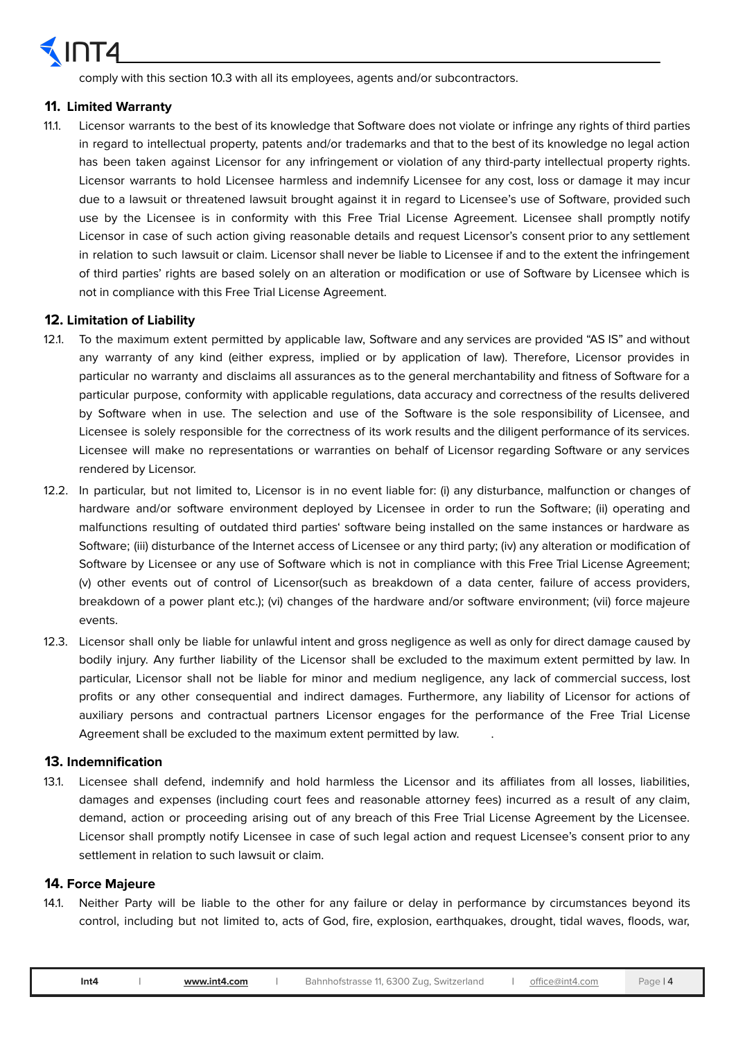comply with this section 10.3 with all its employees, agents and/or subcontractors.

## 11. Limited Warranty

11.1. Licensor warrants to the best of its knowledge that Software does not violate or infringe any rights of third parties in regard to intellectual property, patents and/or trademarks and that to the best of its knowledge no legal action has been taken against Licensor for any infringement or violation of any third-party intellectual property rights. Licensor warrants to hold Licensee harmless and indemnify Licensee for any cost, loss or damage it may incur due to a lawsuit or threatened lawsuit brought against it in regard to Licensee's use of Software, provided such use by the Licensee is in conformity with this Free Trial License Agreement. Licensee shall promptly notify Licensor in case of such action giving reasonable details and request Licensor's consent prior to any settlement in relation to such lawsuit or claim. Licensor shall never be liable to Licensee if and to the extent the infringement of third parties' rights are based solely on an alteration or modification or use of Software by Licensee which is not in compliance with this Free Trial License Agreement.

## 12. Limitation of Liability

12.1. To the maximum extent permitted by applicable law, Software and any services are provided "AS IS" and without any warranty of any kind (either express, implied or by application of law). Therefore, Licensor provides in particular no warranty and disclaims all assurances as to the general merchantability and fitness of Software for a particular purpose, conformity with applicable regulations, data accuracy and correctness of the results delivered by Software when in use. The selection and use of the Software is the sole responsibility of Licensee, and Licensee is solely responsible for the correctness of its work results and the diligent performance of its services. Licensee will make no representations or warranties on behalf of Licensor regarding Software or any services rendered by Licensor.

12.2. In particular, but not limited to, Licensor is in no event liable for: (i) any disturbance, malfunction or changes of hardware and/or software environment deployed by Licensee in order to run the Software; (ii) operating and malfunctions resulting of outdated third parties' software being installed on the same instances or hardware as Software; (iii) disturbance of the Internet access of Licensee or any third party; (iv) any alteration or modification of Software by Licensee or any use of Software which is not in compliance with this Free Trial License Agreement; (v) other events out of control of Licensor(such as breakdown of a data center, failure of access providers, breakdown of a power plant etc.); (vi) changes of the hardware and/or software environment; (vii) force majeure events.

12.3. Licensor shall only be liable for unlawful intent and gross negligence as well as only for direct damage caused by bodily injury. Any further liability of the Licensor shall be excluded to the maximum extent permitted by law. In particular, Licensor shall not be liable for minor and medium negligence, any lack of commercial success, lost profits or any other consequential and indirect damages. Furthermore, any liability of Licensor for actions of auxiliary persons and contractual partners Licensor engages for the performance of the Free Trial License Agreement shall be excluded to the maximum extent permitted by law. .

## 13. Indemnification

13.1. Licensee shall defend, indemnify and hold harmless the Licensor and its affiliates from all losses, liabilities, damages and expenses (including court fees and reasonable attorney fees) incurred as a result of any claim, demand, action or proceeding arising out of any breach of this Free Trial License Agreement by the Licensee. Licensor shall promptly notify Licensee in case of such legal action and request Licensee's consent prior to any settlement in relation to such lawsuit or claim.

## 14. Force Majeure

14.1. Neither Party will be liable to the other for any failure or delay in performance by circumstances beyond its control, including but not limited to, acts of God, fire, explosion, earthquakes, drought, tidal waves, floods, war,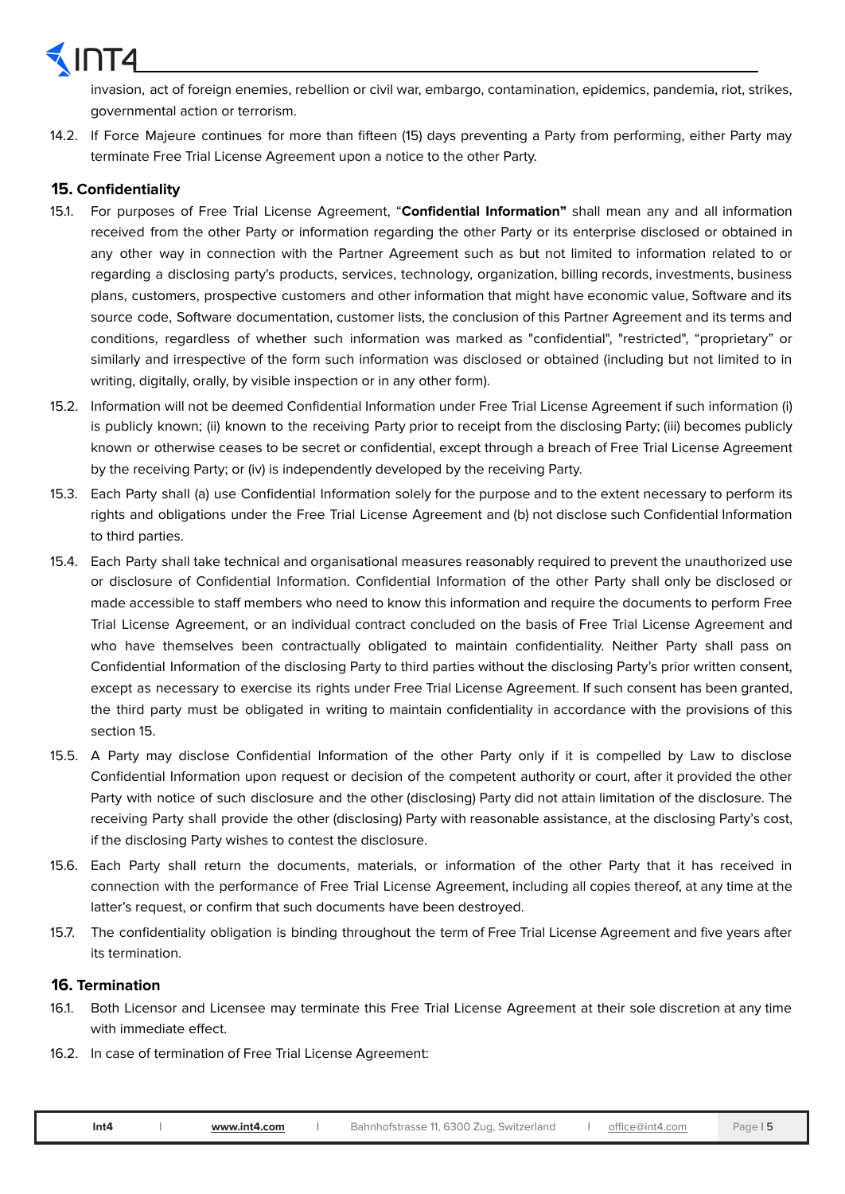invasion, act of foreign enemies, rebellion or civil war, embargo, contamination, epidemics, pandemia, riot, strikes, governmental action or terrorism.

14.2. If Force Majeure continues for more than fifteen (15) days preventing a Party from performing, either Party may terminate Free Trial License Agreement upon a notice to the other Party.

## 15. Confidentiality

15.1. For purposes of Free Trial License Agreement, "**Confidential Information"** shall mean any and all information received from the other Party or information regarding the other Party or its enterprise disclosed or obtained in any other way in connection with the Partner Agreement such as but not limited to information related to or regarding a disclosing party's products, services, technology, organization, billing records, investments, business plans, customers, prospective customers and other information that might have economic value, Software and its source code, Software documentation, customer lists, the conclusion of this Partner Agreement and its terms and conditions, regardless of whether such information was marked as "confidential", "restricted", "proprietary" or similarly and irrespective of the form such information was disclosed or obtained (including but not limited to in writing, digitally, orally, by visible inspection or in any other form).

15.2. Information will not be deemed Confidential Information under Free Trial License Agreement if such information (i) is publicly known; (ii) known to the receiving Party prior to receipt from the disclosing Party; (iii) becomes publicly known or otherwise ceases to be secret or confidential, except through a breach of Free Trial License Agreement by the receiving Party; or (iv) is independently developed by the receiving Party.

15.3. Each Party shall (a) use Confidential Information solely for the purpose and to the extent necessary to perform its rights and obligations under the Free Trial License Agreement and (b) not disclose such Confidential Information to third parties.

15.4. Each Party shall take technical and organisational measures reasonably required to prevent the unauthorized use or disclosure of Confidential Information. Confidential Information of the other Party shall only be disclosed or made accessible to staff members who need to know this information and require the documents to perform Free Trial License Agreement, or an individual contract concluded on the basis of Free Trial License Agreement and who have themselves been contractually obligated to maintain confidentiality. Neither Party shall pass on Confidential Information of the disclosing Party to third parties without the disclosing Party's prior written consent, except as necessary to exercise its rights under Free Trial License Agreement. If such consent has been granted, the third party must be obligated in writing to maintain confidentiality in accordance with the provisions of this section 15.

15.5. A Party may disclose Confidential Information of the other Party only if it is compelled by Law to disclose Confidential Information upon request or decision of the competent authority or court, after it provided the other Party with notice of such disclosure and the other (disclosing) Party did not attain limitation of the disclosure. The receiving Party shall provide the other (disclosing) Party with reasonable assistance, at the disclosing Party's cost, if the disclosing Party wishes to contest the disclosure.

15.6. Each Party shall return the documents, materials, or information of the other Party that it has received in connection with the performance of Free Trial License Agreement, including all copies thereof, at any time at the latter's request, or confirm that such documents have been destroyed.

15.7. The confidentiality obligation is binding throughout the term of Free Trial License Agreement and five years after its termination.

## 16. Termination

16.1. Both Licensor and Licensee may terminate this Free Trial License Agreement at their sole discretion at any time with immediate effect.

16.2. In case of termination of Free Trial License Agreement: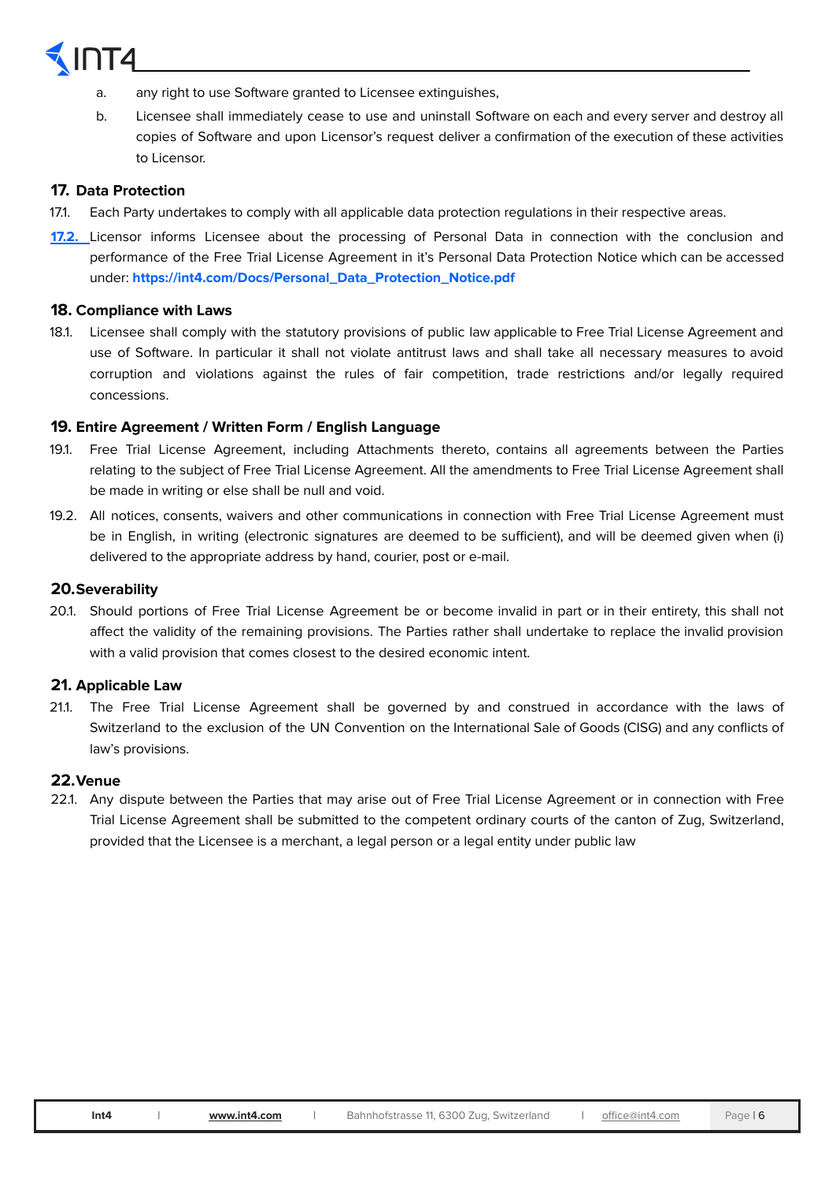a. any right to use Software granted to Licensee extinguishes,

b. Licensee shall immediately cease to use and uninstall Software on each and every server and destroy all copies of Software and upon Licensor's request deliver a confirmation of the execution of these activities to Licensor.

## 17. Data Protection

17.1. Each Party undertakes to comply with all applicable data protection regulations in their respective areas.

17.2. Licensor informs Licensee about the processing of Personal Data in connection with the conclusion and performance of the Free Trial License Agreement in it's Personal Data Protection Notice which can be accessed under: **https://int4.com/Docs/Personal_Data_Protection_Notice.pdf**

## 18. Compliance with Laws

18.1. Licensee shall comply with the statutory provisions of public law applicable to Free Trial License Agreement and use of Software. In particular it shall not violate antitrust laws and shall take all necessary measures to avoid corruption and violations against the rules of fair competition, trade restrictions and/or legally required concessions.

## 19. Entire Agreement / Written Form / English Language

19.1. Free Trial License Agreement, including Attachments thereto, contains all agreements between the Parties relating to the subject of Free Trial License Agreement. All the amendments to Free Trial License Agreement shall be made in writing or else shall be null and void.

19.2. All notices, consents, waivers and other communications in connection with Free Trial License Agreement must be in English, in writing (electronic signatures are deemed to be sufficient), and will be deemed given when (i) delivered to the appropriate address by hand, courier, post or e-mail.

## 20. Severability

20.1. Should portions of Free Trial License Agreement be or become invalid in part or in their entirety, this shall not affect the validity of the remaining provisions. The Parties rather shall undertake to replace the invalid provision with a valid provision that comes closest to the desired economic intent.

## 21. Applicable Law

21.1. The Free Trial License Agreement shall be governed by and construed in accordance with the laws of Switzerland to the exclusion of the UN Convention on the International Sale of Goods (CISG) and any conflicts of law's provisions.

## 22. Venue

22.1. Any dispute between the Parties that may arise out of Free Trial License Agreement or in connection with Free Trial License Agreement shall be submitted to the competent ordinary courts of the canton of Zug, Switzerland, provided that the Licensee is a merchant, a legal person or a legal entity under public law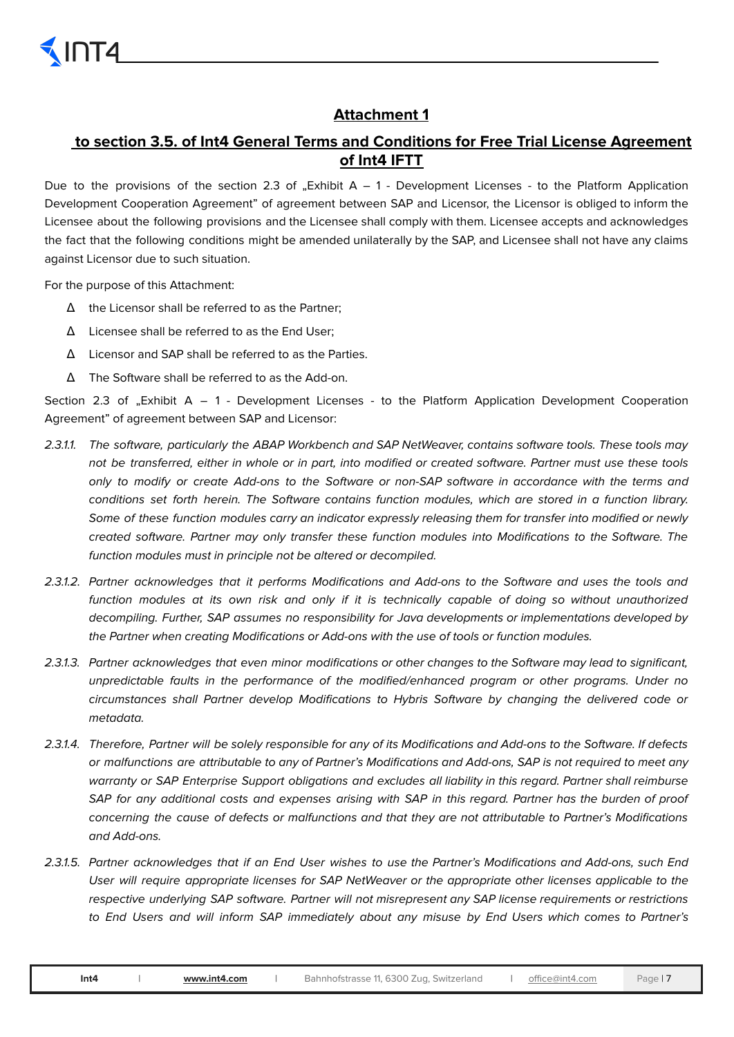## Attachment 1

## to section 3.5. of Int4 General Terms and Conditions for Free Trial License Agreement of Int4 IFTT

Due to the provisions of the section 2.3 of „Exhibit A – 1 - Development Licenses - to the Platform Application Development Cooperation Agreement" of agreement between SAP and Licensor, the Licensor is obliged to inform the Licensee about the following provisions and the Licensee shall comply with them. Licensee accepts and acknowledges the fact that the following conditions might be amended unilaterally by the SAP, and Licensee shall not have any claims against Licensor due to such situation.

For the purpose of this Attachment:

- the Licensor shall be referred to as the Partner;
- Licensee shall be referred to as the End User;
- Licensor and SAP shall be referred to as the Parties.
- The Software shall be referred to as the Add-on.

Section 2.3 of „Exhibit A – 1 - Development Licenses - to the Platform Application Development Cooperation Agreement" of agreement between SAP and Licensor:

2.3.1.1. *The software, particularly the ABAP Workbench and SAP NetWeaver, contains software tools. These tools may not be transferred, either in whole or in part, into modified or created software. Partner must use these tools only to modify or create Add-ons to the Software or non-SAP software in accordance with the terms and conditions set forth herein. The Software contains function modules, which are stored in a function library. Some of these function modules carry an indicator expressly releasing them for transfer into modified or newly created software. Partner may only transfer these function modules into Modifications to the Software. The function modules must in principle not be altered or decompiled.*

2.3.1.2. *Partner acknowledges that it performs Modifications and Add-ons to the Software and uses the tools and function modules at its own risk and only if it is technically capable of doing so without unauthorized decompiling. Further, SAP assumes no responsibility for Java developments or implementations developed by the Partner when creating Modifications or Add-ons with the use of tools or function modules.*

2.3.1.3. *Partner acknowledges that even minor modifications or other changes to the Software may lead to significant, unpredictable faults in the performance of the modified/enhanced program or other programs. Under no circumstances shall Partner develop Modifications to Hybris Software by changing the delivered code or metadata.*

2.3.1.4. *Therefore, Partner will be solely responsible for any of its Modifications and Add-ons to the Software. If defects or malfunctions are attributable to any of Partner's Modifications and Add-ons, SAP is not required to meet any warranty or SAP Enterprise Support obligations and excludes all liability in this regard. Partner shall reimburse SAP for any additional costs and expenses arising with SAP in this regard. Partner has the burden of proof concerning the cause of defects or malfunctions and that they are not attributable to Partner's Modifications and Add-ons.*

2.3.1.5. *Partner acknowledges that if an End User wishes to use the Partner's Modifications and Add-ons, such End User will require appropriate licenses for SAP NetWeaver or the appropriate other licenses applicable to the respective underlying SAP software. Partner will not misrepresent any SAP license requirements or restrictions to End Users and will inform SAP immediately about any misuse by End Users which comes to Partner's*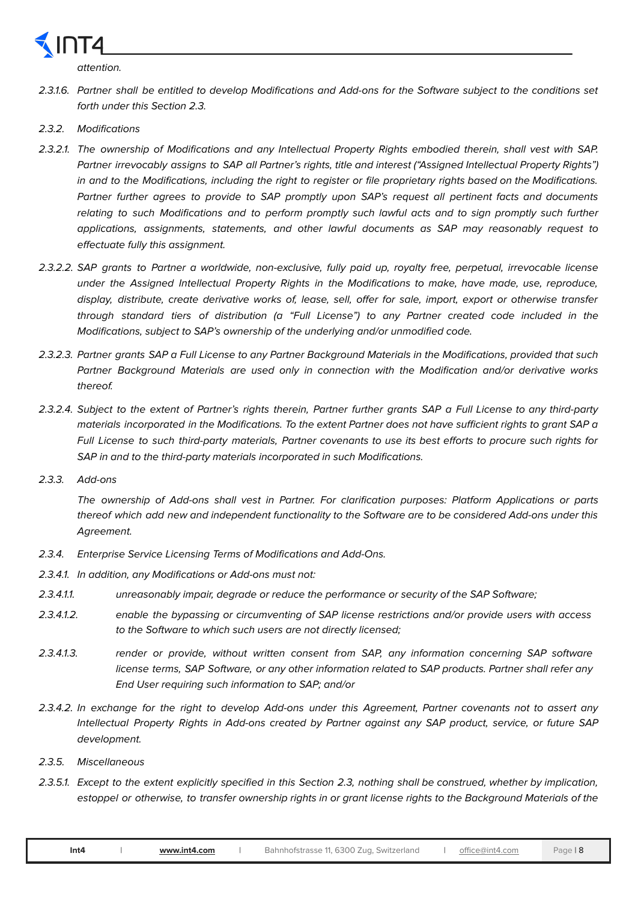*attention.*

2.3.1.6. *Partner shall be entitled to develop Modifications and Add-ons for the Software subject to the conditions set forth under this Section 2.3.*

2.3.2. *Modifications*

2.3.2.1. *The ownership of Modifications and any Intellectual Property Rights embodied therein, shall vest with SAP. Partner irrevocably assigns to SAP all Partner's rights, title and interest ("Assigned Intellectual Property Rights") in and to the Modifications, including the right to register or file proprietary rights based on the Modifications. Partner further agrees to provide to SAP promptly upon SAP's request all pertinent facts and documents relating to such Modifications and to perform promptly such lawful acts and to sign promptly such further applications, assignments, statements, and other lawful documents as SAP may reasonably request to effectuate fully this assignment.*

2.3.2.2. *SAP grants to Partner a worldwide, non-exclusive, fully paid up, royalty free, perpetual, irrevocable license under the Assigned Intellectual Property Rights in the Modifications to make, have made, use, reproduce, display, distribute, create derivative works of, lease, sell, offer for sale, import, export or otherwise transfer through standard tiers of distribution (a "Full License") to any Partner created code included in the Modifications, subject to SAP's ownership of the underlying and/or unmodified code.*

2.3.2.3. *Partner grants SAP a Full License to any Partner Background Materials in the Modifications, provided that such Partner Background Materials are used only in connection with the Modification and/or derivative works thereof.*

2.3.2.4. *Subject to the extent of Partner's rights therein, Partner further grants SAP a Full License to any third-party materials incorporated in the Modifications. To the extent Partner does not have sufficient rights to grant SAP a Full License to such third-party materials, Partner covenants to use its best efforts to procure such rights for SAP in and to the third-party materials incorporated in such Modifications.*

2.3.3. *Add-ons*

*The ownership of Add-ons shall vest in Partner. For clarification purposes: Platform Applications or parts thereof which add new and independent functionality to the Software are to be considered Add-ons under this Agreement.*

2.3.4. *Enterprise Service Licensing Terms of Modifications and Add-Ons.*

2.3.4.1. *In addition, any Modifications or Add-ons must not:*

2.3.4.1.1. *unreasonably impair, degrade or reduce the performance or security of the SAP Software;*

2.3.4.1.2. *enable the bypassing or circumventing of SAP license restrictions and/or provide users with access to the Software to which such users are not directly licensed;*

2.3.4.1.3. *render or provide, without written consent from SAP, any information concerning SAP software license terms, SAP Software, or any other information related to SAP products. Partner shall refer any End User requiring such information to SAP; and/or*

2.3.4.2. *In exchange for the right to develop Add-ons under this Agreement, Partner covenants not to assert any Intellectual Property Rights in Add-ons created by Partner against any SAP product, service, or future SAP development.*

2.3.5. *Miscellaneous*

2.3.5.1. *Except to the extent explicitly specified in this Section 2.3, nothing shall be construed, whether by implication, estoppel or otherwise, to transfer ownership rights in or grant license rights to the Background Materials of the*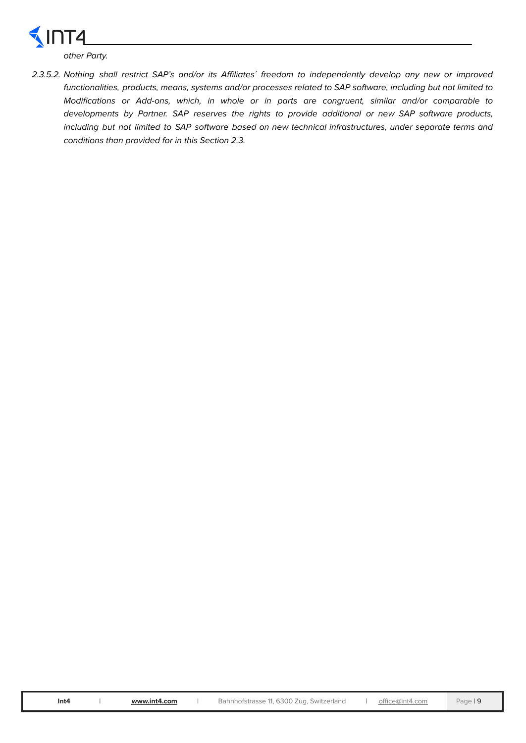*other Party.*

*2.3.5.2. Nothing shall restrict SAP's and/or its Affiliates´ freedom to independently develop any new or improved functionalities, products, means, systems and/or processes related to SAP software, including but not limited to Modifications or Add-ons, which, in whole or in parts are congruent, similar and/or comparable to developments by Partner. SAP reserves the rights to provide additional or new SAP software products, including but not limited to SAP software based on new technical infrastructures, under separate terms and conditions than provided for in this Section 2.3.*